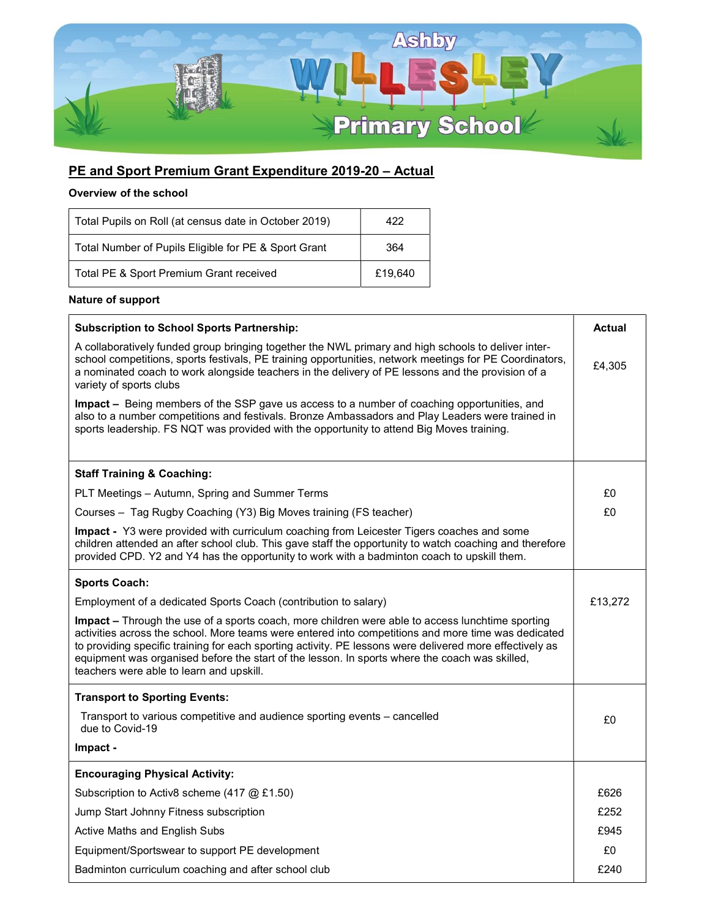Ashby WILLESLEY Primary School

## PE and Sport Premium Grant Expenditure 2019-20 – Actual

**Overview of the school**

| | |
|---|---|
| Total Pupils on Roll (at census date in October 2019) | 422 |
| Total Number of Pupils Eligible for PE & Sport Grant | 364 |
| Total PE & Sport Premium Grant received | £19,640 |

**Nature of support**

| **Subscription to School Sports Partnership:** | **Actual** |
|---|---|
| A collaboratively funded group bringing together the NWL primary and high schools to deliver inter-school competitions, sports festivals, PE training opportunities, network meetings for PE Coordinators, a nominated coach to work alongside teachers in the delivery of PE lessons and the provision of a variety of sports clubs | £4,305 |
| **Impact –** Being members of the SSP gave us access to a number of coaching opportunities, and also to a number competitions and festivals. Bronze Ambassadors and Play Leaders were trained in sports leadership. FS NQT was provided with the opportunity to attend Big Moves training. | |
| **Staff Training & Coaching:** | |
| PLT Meetings – Autumn, Spring and Summer Terms | £0 |
| Courses – Tag Rugby Coaching (Y3) Big Moves training (FS teacher) | £0 |
| **Impact -** Y3 were provided with curriculum coaching from Leicester Tigers coaches and some children attended an after school club. This gave staff the opportunity to watch coaching and therefore provided CPD. Y2 and Y4 has the opportunity to work with a badminton coach to upskill them. | |
| **Sports Coach:** | |
| Employment of a dedicated Sports Coach (contribution to salary) | £13,272 |
| **Impact –** Through the use of a sports coach, more children were able to access lunchtime sporting activities across the school. More teams were entered into competitions and more time was dedicated to providing specific training for each sporting activity. PE lessons were delivered more effectively as equipment was organised before the start of the lesson. In sports where the coach was skilled, teachers were able to learn and upskill. | |
| **Transport to Sporting Events:** | |
| Transport to various competitive and audience sporting events – cancelled due to Covid-19 | £0 |
| **Impact -** | |
| **Encouraging Physical Activity:** | |
| Subscription to Activ8 scheme (417 @ £1.50) | £626 |
| Jump Start Johnny Fitness subscription | £252 |
| Active Maths and English Subs | £945 |
| Equipment/Sportswear to support PE development | £0 |
| Badminton curriculum coaching and after school club | £240 |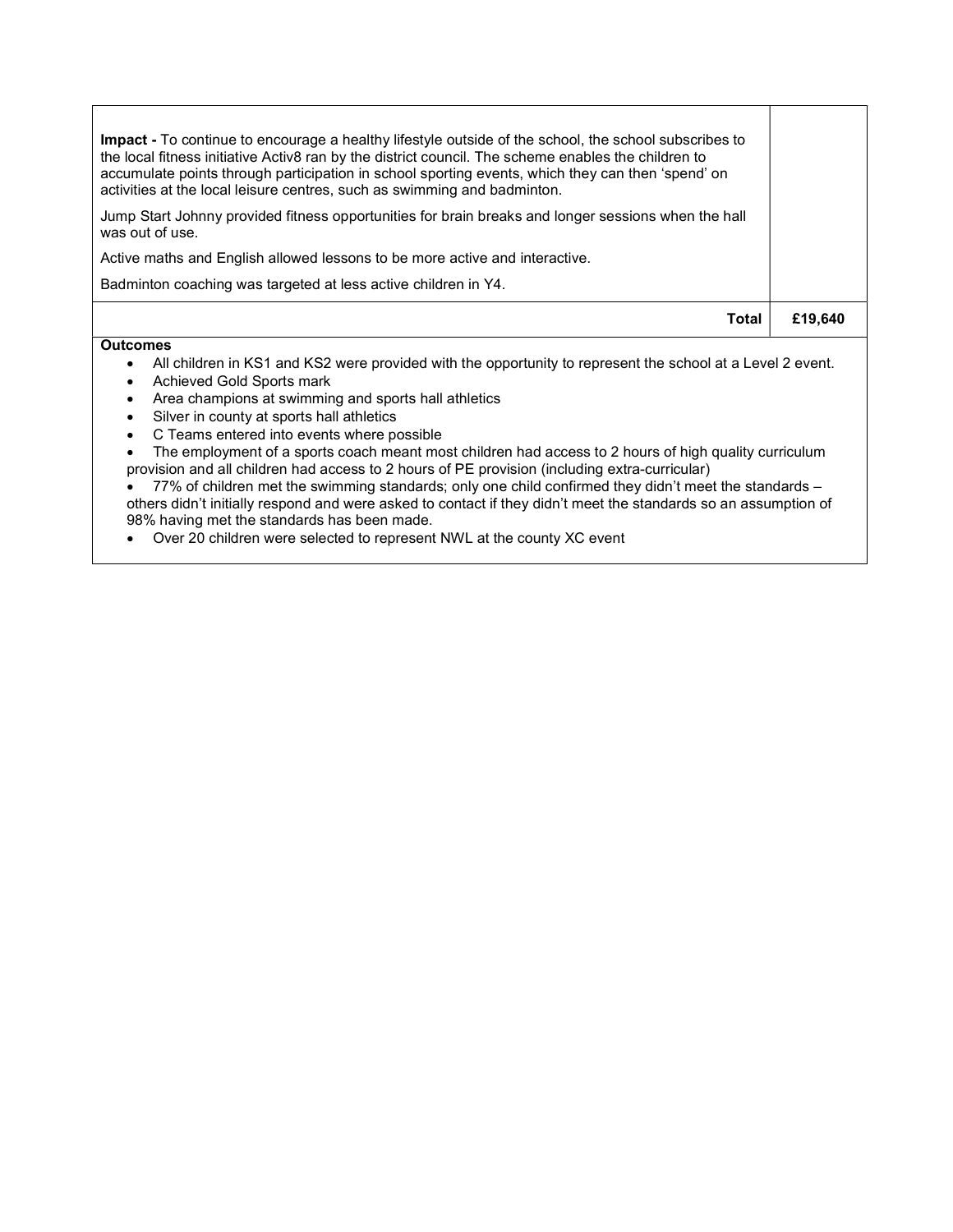| | |
|---|---|
| **Impact -** To continue to encourage a healthy lifestyle outside of the school, the school subscribes to the local fitness initiative Activ8 ran by the district council. The scheme enables the children to accumulate points through participation in school sporting events, which they can then 'spend' on activities at the local leisure centres, such as swimming and badminton.<br><br>Jump Start Johnny provided fitness opportunities for brain breaks and longer sessions when the hall was out of use.<br><br>Active maths and English allowed lessons to be more active and interactive.<br><br>Badminton coaching was targeted at less active children in Y4. | |
| **Total** | **£19,640** |

**Outcomes**

- All children in KS1 and KS2 were provided with the opportunity to represent the school at a Level 2 event.
- Achieved Gold Sports mark
- Area champions at swimming and sports hall athletics
- Silver in county at sports hall athletics
- C Teams entered into events where possible
- The employment of a sports coach meant most children had access to 2 hours of high quality curriculum provision and all children had access to 2 hours of PE provision (including extra-curricular)
- 77% of children met the swimming standards; only one child confirmed they didn't meet the standards – others didn't initially respond and were asked to contact if they didn't meet the standards so an assumption of 98% having met the standards has been made.
- Over 20 children were selected to represent NWL at the county XC event